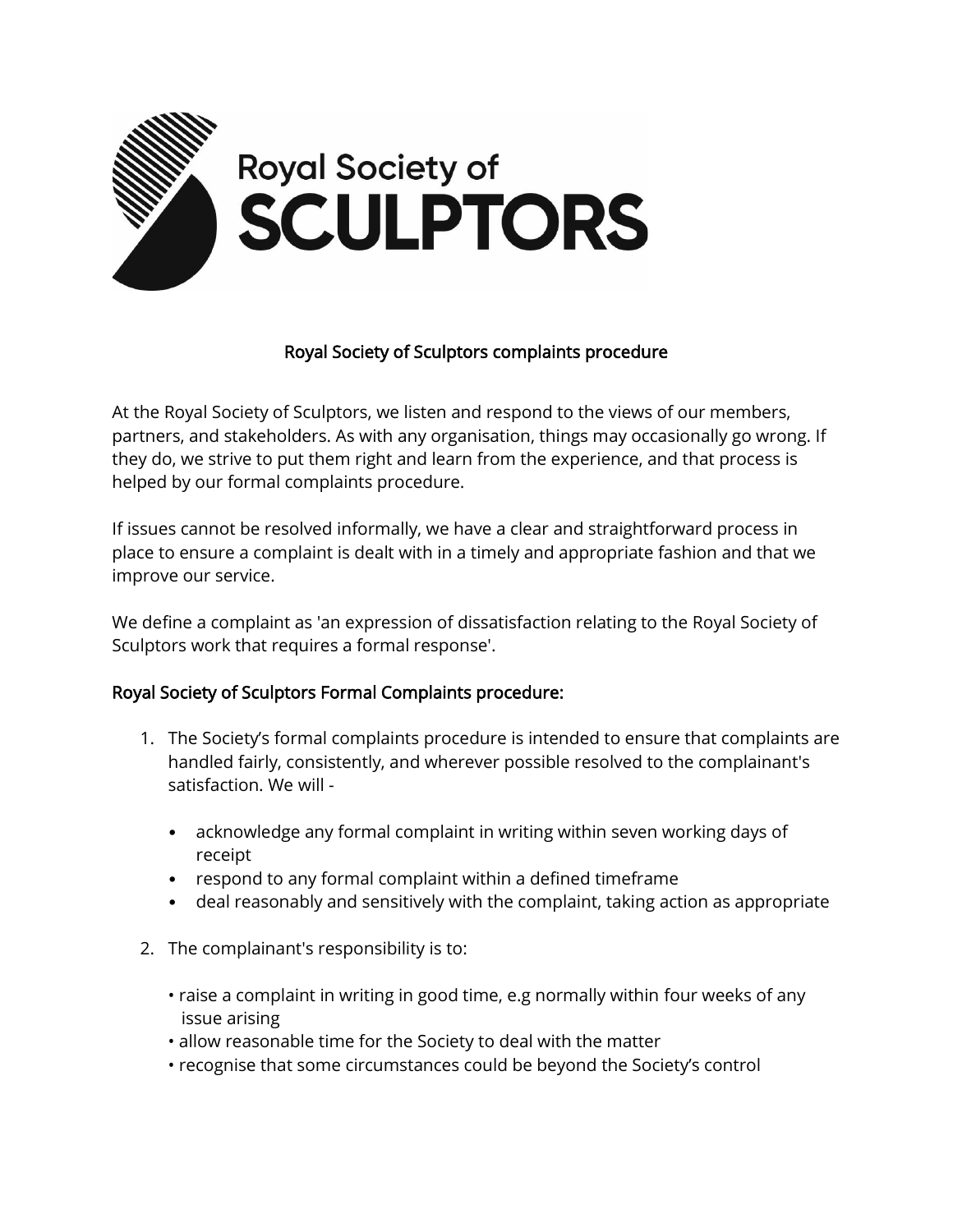Royal Society of SCULPTORS

# Royal Society of Sculptors complaints procedure

At the Royal Society of Sculptors, we listen and respond to the views of our members, partners, and stakeholders. As with any organisation, things may occasionally go wrong. If they do, we strive to put them right and learn from the experience, and that process is helped by our formal complaints procedure.

If issues cannot be resolved informally, we have a clear and straightforward process in place to ensure a complaint is dealt with in a timely and appropriate fashion and that we improve our service.

We define a complaint as 'an expression of dissatisfaction relating to the Royal Society of Sculptors work that requires a formal response'.

## Royal Society of Sculptors Formal Complaints procedure:

1. The Society's formal complaints procedure is intended to ensure that complaints are handled fairly, consistently, and wherever possible resolved to the complainant's satisfaction. We will -

    - acknowledge any formal complaint in writing within seven working days of receipt
    - respond to any formal complaint within a defined timeframe
    - deal reasonably and sensitively with the complaint, taking action as appropriate

2. The complainant's responsibility is to:

    - raise a complaint in writing in good time, e.g normally within four weeks of any issue arising
    - allow reasonable time for the Society to deal with the matter
    - recognise that some circumstances could be beyond the Society's control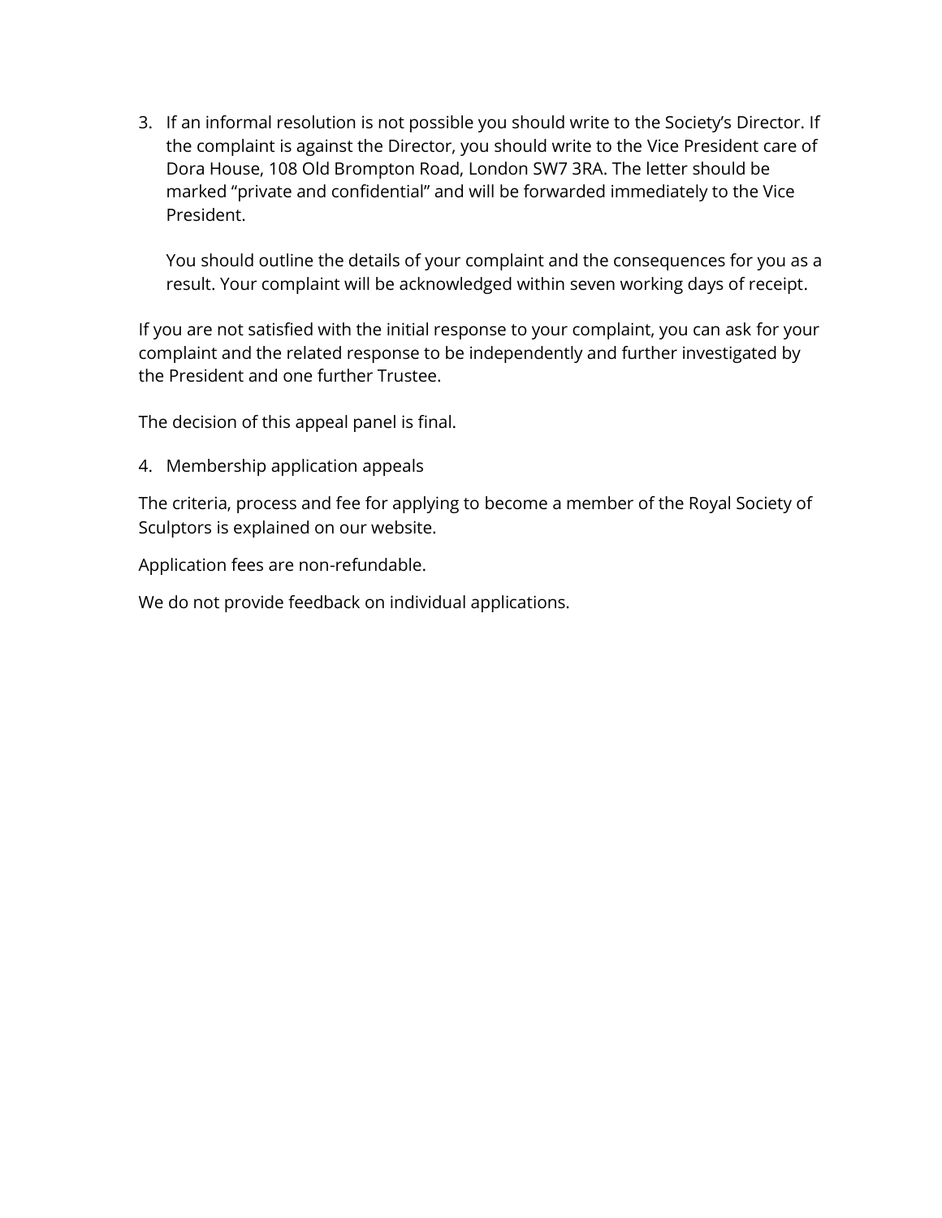3. If an informal resolution is not possible you should write to the Society's Director. If the complaint is against the Director, you should write to the Vice President care of Dora House, 108 Old Brompton Road, London SW7 3RA. The letter should be marked "private and confidential" and will be forwarded immediately to the Vice President.

   You should outline the details of your complaint and the consequences for you as a result. Your complaint will be acknowledged within seven working days of receipt.

If you are not satisfied with the initial response to your complaint, you can ask for your complaint and the related response to be independently and further investigated by the President and one further Trustee.

The decision of this appeal panel is final.

4. Membership application appeals

The criteria, process and fee for applying to become a member of the Royal Society of Sculptors is explained on our website.

Application fees are non-refundable.

We do not provide feedback on individual applications.